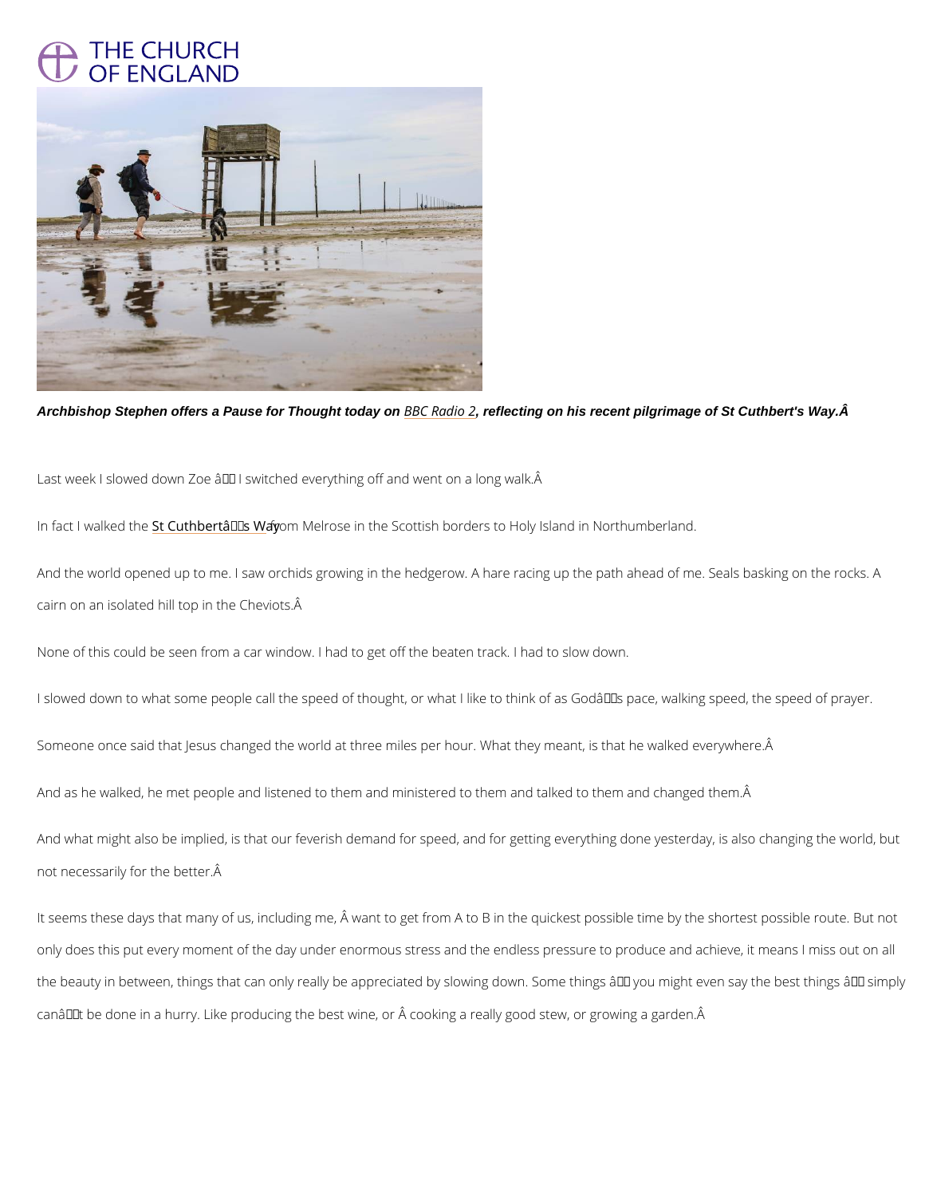*Archbishop Stephen offers a Pause for Thought today on BBC Radio 2, reflecting on his recent pilgrimage of St Cuthbert's Way.Â*

Last week I slowed down Zoe â€“ I switched everything off and went on a long walk.Â

In fact I walked the St Cuthbertâ€™s Way from Melrose in the Scottish borders to Holy Island in Northumberland.

And the world opened up to me. I saw orchids growing in the hedgerow. A hare racing up the path ahead of me. Seals basking on the rocks. A cairn on an isolated hill top in the Cheviots.Â

None of this could be seen from a car window. I had to get off the beaten track. I had to slow down.

I slowed down to what some people call the speed of thought, or what I like to think of as Godâ€™s pace, walking speed, the speed of prayer.

Someone once said that Jesus changed the world at three miles per hour. What they meant, is that he walked everywhere.Â

And as he walked, he met people and listened to them and ministered to them and talked to them and changed them.Â

And what might also be implied, is that our feverish demand for speed, and for getting everything done yesterday, is also changing the world, but not necessarily for the better.Â

It seems these days that many of us, including me, Â want to get from A to B in the quickest possible time by the shortest possible route. But not only does this put every moment of the day under enormous stress and the endless pressure to produce and achieve, it means I miss out on all the beauty in between, things that can only really be appreciated by slowing down. Some things â€“ you might even say the best things â€“ simply canâ€™t be done in a hurry. Like producing the best wine, or Â cooking a really good stew, or growing a garden.Â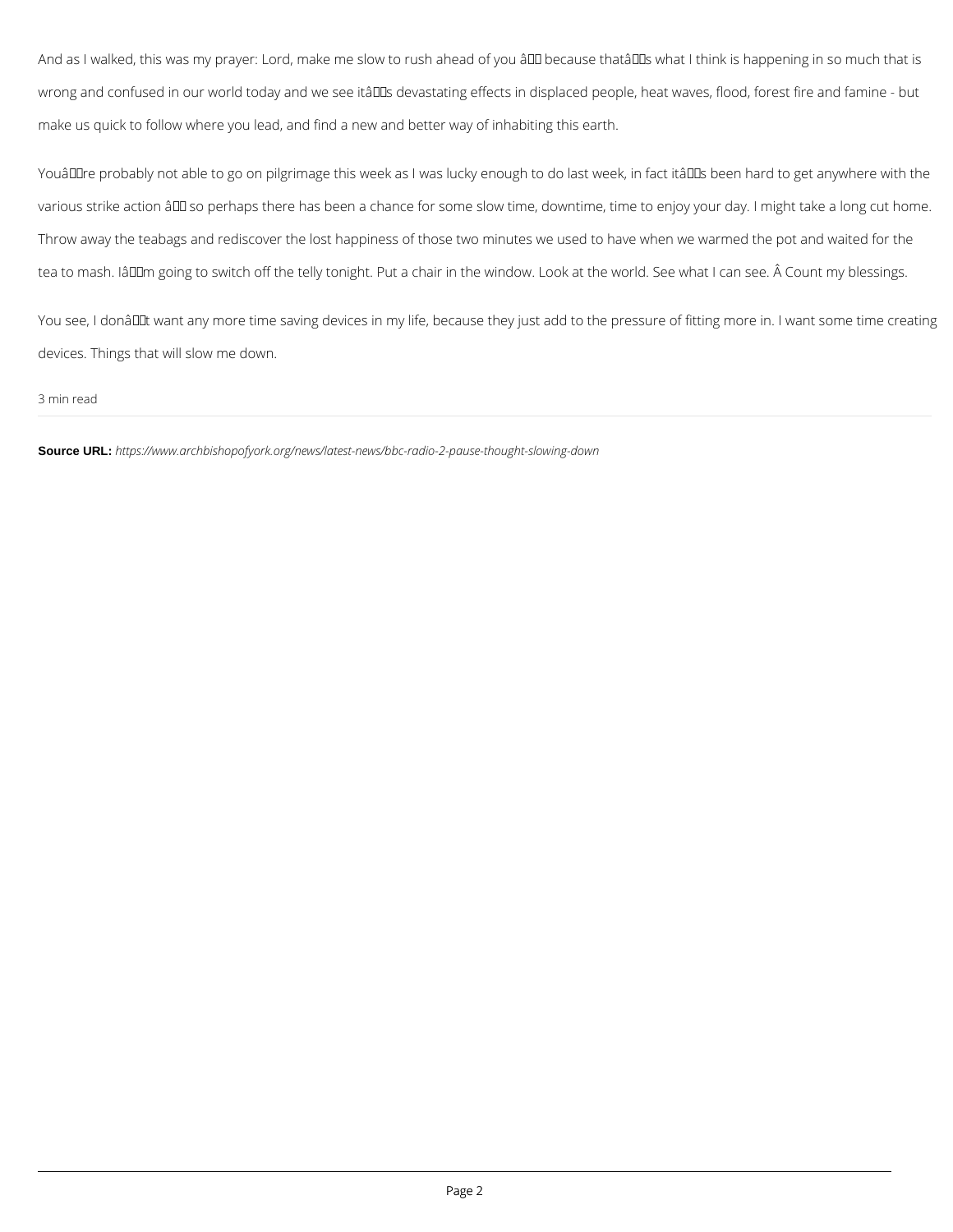And as I walked, this was my prayer: Lord, make me slow to rush ahead of you â because thatâs what I think is happening in so much that is wrong and confused in our world today and we see itâs devastating effects in displaced people, heat waves, flood, forest fire and famine - but make us quick to follow where you lead, and find a new and better way of inhabiting this earth.

Youâre probably not able to go on pilgrimage this week as I was lucky enough to do last week, in fact itâs been hard to get anywhere with the various strike action â so perhaps there has been a chance for some slow time, downtime, time to enjoy your day. I might take a long cut home. Throw away the teabags and rediscover the lost happiness of those two minutes we used to have when we warmed the pot and waited for the tea to mash. Iâm going to switch off the telly tonight. Put a chair in the window. Look at the world. See what I can see. Â Count my blessings.

You see, I donât want any more time saving devices in my life, because they just add to the pressure of fitting more in. I want some time creating devices. Things that will slow me down.

3 min read

---

**Source URL:** *https://www.archbishopofyork.org/news/latest-news/bbc-radio-2-pause-thought-slowing-down*